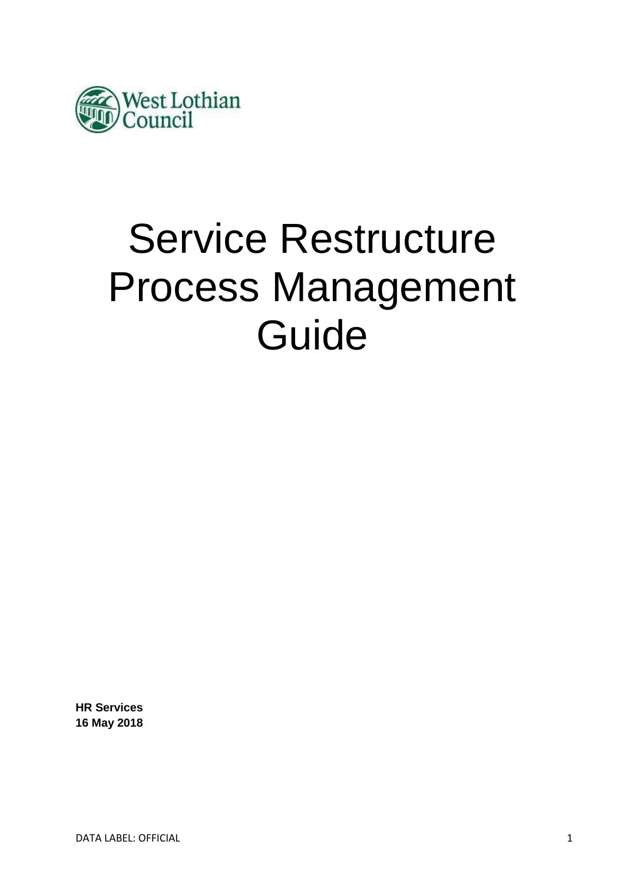West Lothian Council

# Service Restructure Process Management Guide

**HR Services**
**16 May 2018**

DATA LABEL: OFFICIAL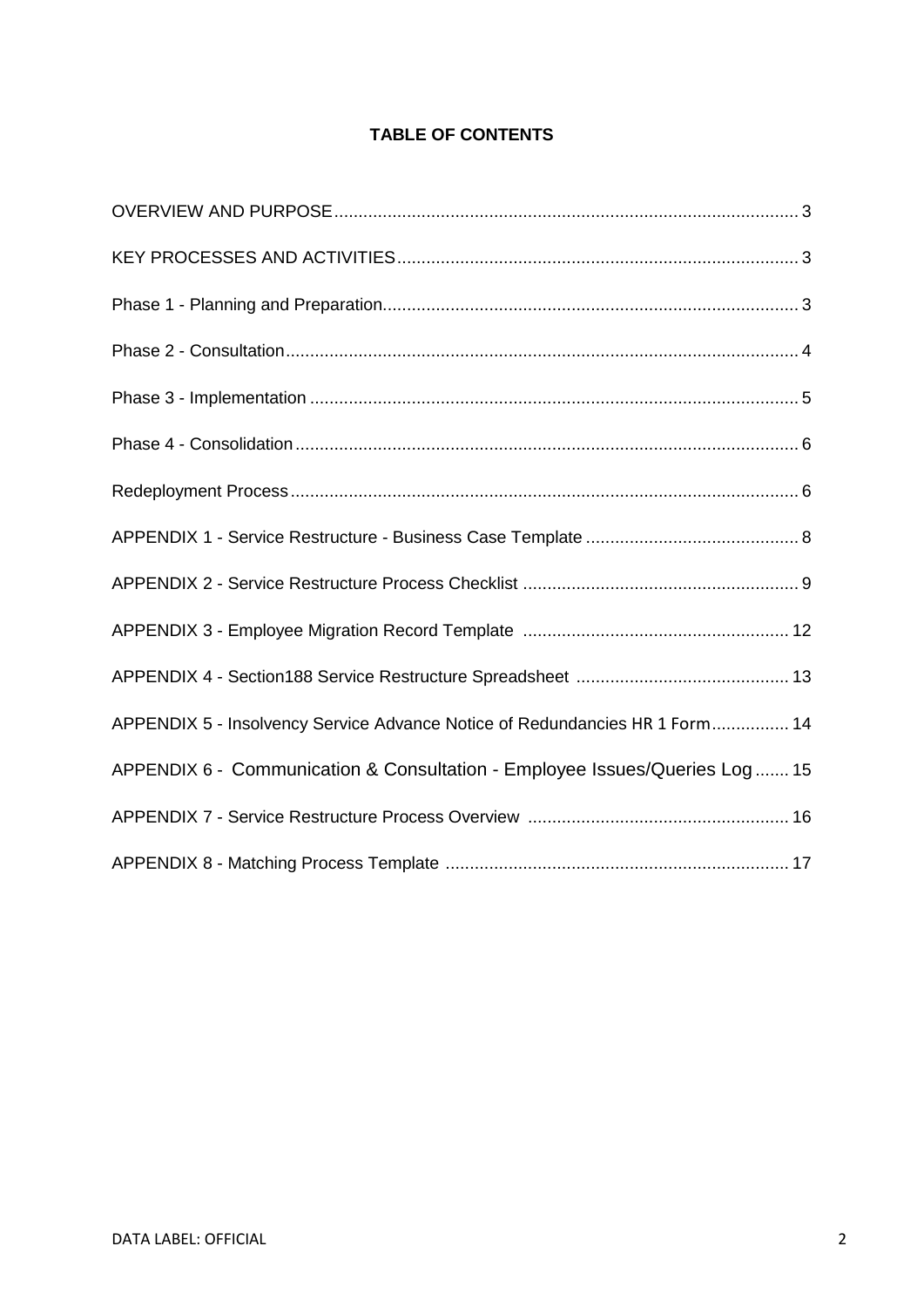**TABLE OF CONTENTS**

| | |
|---|---|
| OVERVIEW AND PURPOSE | 3 |
| KEY PROCESSES AND ACTIVITIES | 3 |
| Phase 1 - Planning and Preparation | 3 |
| Phase 2 - Consultation | 4 |
| Phase 3 - Implementation | 5 |
| Phase 4 - Consolidation | 6 |
| Redeployment Process | 6 |
| APPENDIX 1 - Service Restructure - Business Case Template | 8 |
| APPENDIX 2 - Service Restructure Process Checklist | 9 |
| APPENDIX 3 - Employee Migration Record Template | 12 |
| APPENDIX 4 - Section188 Service Restructure Spreadsheet | 13 |
| APPENDIX 5 - Insolvency Service Advance Notice of Redundancies HR 1 Form | 14 |
| APPENDIX 6 - Communication & Consultation - Employee Issues/Queries Log | 15 |
| APPENDIX 7 - Service Restructure Process Overview | 16 |
| APPENDIX 8 - Matching Process Template | 17 |

DATA LABEL: OFFICIAL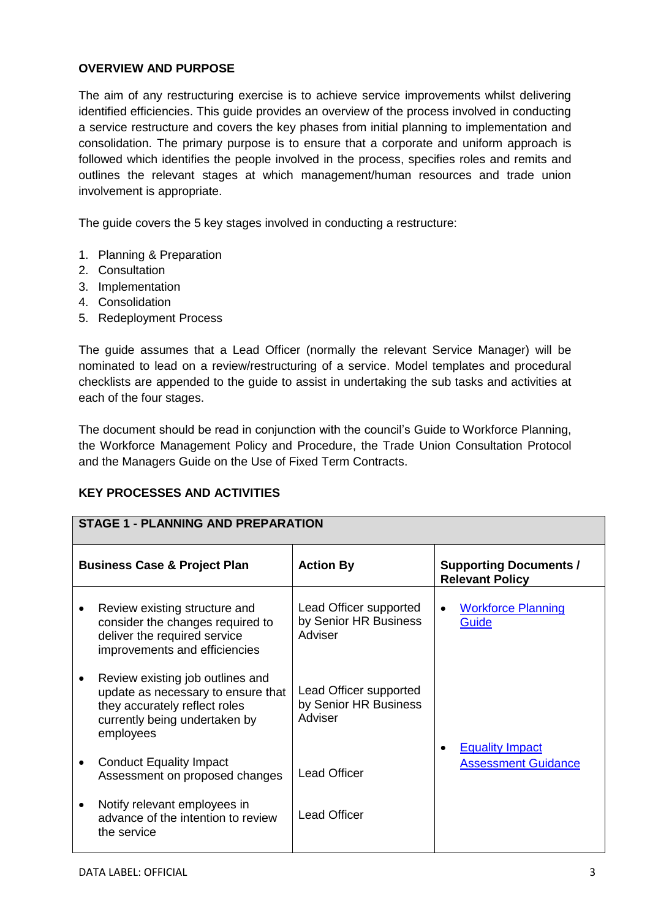## OVERVIEW AND PURPOSE

The aim of any restructuring exercise is to achieve service improvements whilst delivering identified efficiencies. This guide provides an overview of the process involved in conducting a service restructure and covers the key phases from initial planning to implementation and consolidation. The primary purpose is to ensure that a corporate and uniform approach is followed which identifies the people involved in the process, specifies roles and remits and outlines the relevant stages at which management/human resources and trade union involvement is appropriate.

The guide covers the 5 key stages involved in conducting a restructure:

1. Planning & Preparation
2. Consultation
3. Implementation
4. Consolidation
5. Redeployment Process

The guide assumes that a Lead Officer (normally the relevant Service Manager) will be nominated to lead on a review/restructuring of a service. Model templates and procedural checklists are appended to the guide to assist in undertaking the sub tasks and activities at each of the four stages.

The document should be read in conjunction with the council's Guide to Workforce Planning, the Workforce Management Policy and Procedure, the Trade Union Consultation Protocol and the Managers Guide on the Use of Fixed Term Contracts.

## KEY PROCESSES AND ACTIVITIES

| **STAGE 1 - PLANNING AND PREPARATION** | | |
|---|---|---|
| **Business Case & Project Plan** | **Action By** | **Supporting Documents / Relevant Policy** |
| • Review existing structure and consider the changes required to deliver the required service improvements and efficiencies | Lead Officer supported by Senior HR Business Adviser | • Workforce Planning Guide |
| • Review existing job outlines and update as necessary to ensure that they accurately reflect roles currently being undertaken by employees | Lead Officer supported by Senior HR Business Adviser | |
| • Conduct Equality Impact Assessment on proposed changes | Lead Officer | • Equality Impact Assessment Guidance |
| • Notify relevant employees in advance of the intention to review the service | Lead Officer | |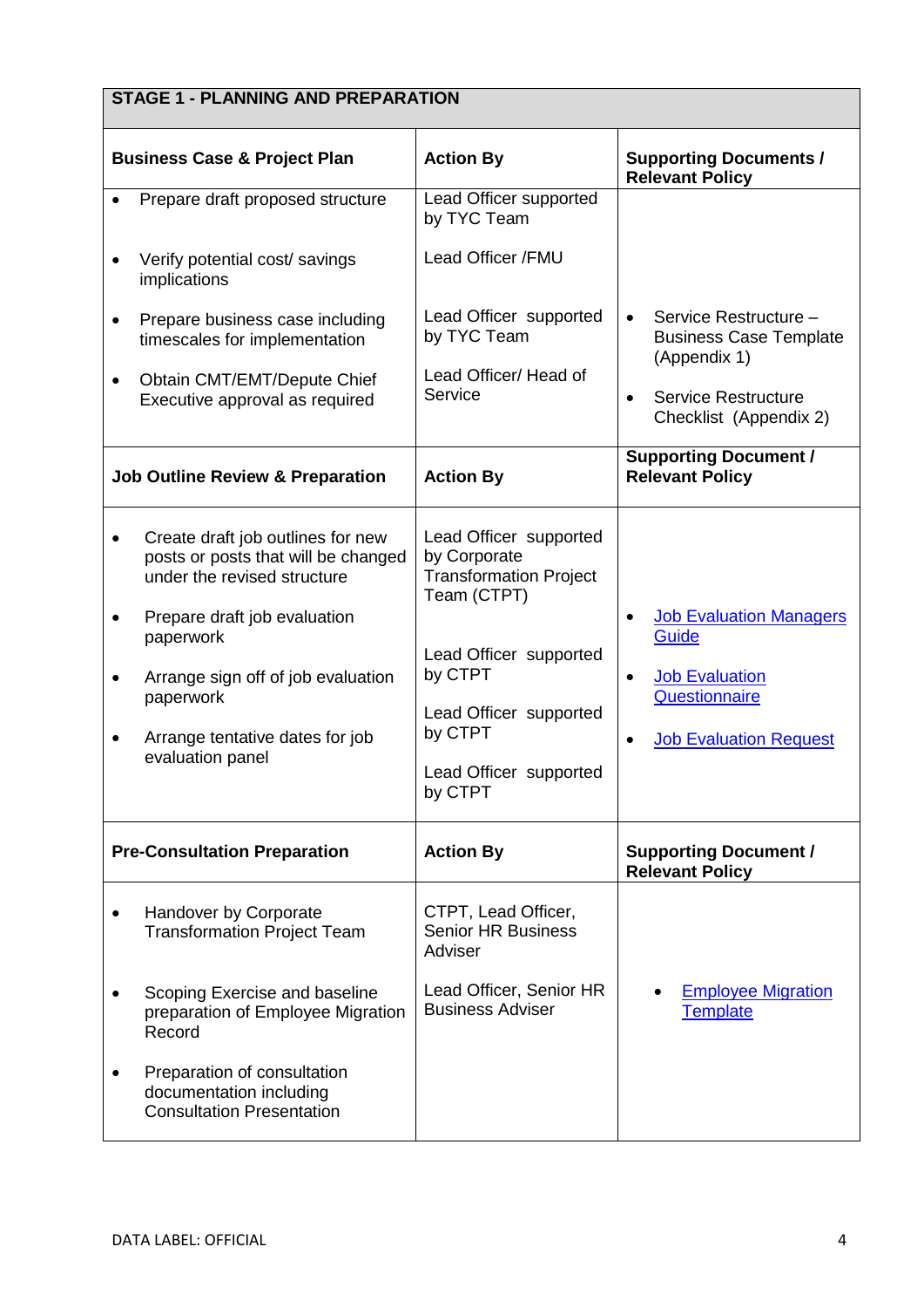| STAGE 1 - PLANNING AND PREPARATION | | |
|---|---|---|
| **Business Case & Project Plan** | **Action By** | **Supporting Documents / Relevant Policy** |
| • Prepare draft proposed structure<br><br>• Verify potential cost/ savings implications<br><br>• Prepare business case including timescales for implementation<br><br>• Obtain CMT/EMT/Depute Chief Executive approval as required | Lead Officer supported by TYC Team<br><br>Lead Officer /FMU<br><br>Lead Officer supported by TYC Team<br><br>Lead Officer/ Head of Service | • Service Restructure – Business Case Template (Appendix 1)<br><br>• Service Restructure Checklist (Appendix 2) |
| **Job Outline Review & Preparation** | **Action By** | **Supporting Document / Relevant Policy** |
| • Create draft job outlines for new posts or posts that will be changed under the revised structure<br><br>• Prepare draft job evaluation paperwork<br><br>• Arrange sign off of job evaluation paperwork<br><br>• Arrange tentative dates for job evaluation panel | Lead Officer supported by Corporate Transformation Project Team (CTPT)<br><br>Lead Officer supported by CTPT<br><br>Lead Officer supported by CTPT<br><br>Lead Officer supported by CTPT | • Job Evaluation Managers Guide<br><br>• Job Evaluation Questionnaire<br><br>• Job Evaluation Request |
| **Pre-Consultation Preparation** | **Action By** | **Supporting Document / Relevant Policy** |
| • Handover by Corporate Transformation Project Team<br><br>• Scoping Exercise and baseline preparation of Employee Migration Record<br><br>• Preparation of consultation documentation including Consultation Presentation | CTPT, Lead Officer, Senior HR Business Adviser<br><br>Lead Officer, Senior HR Business Adviser | • Employee Migration Template |

DATA LABEL: OFFICIAL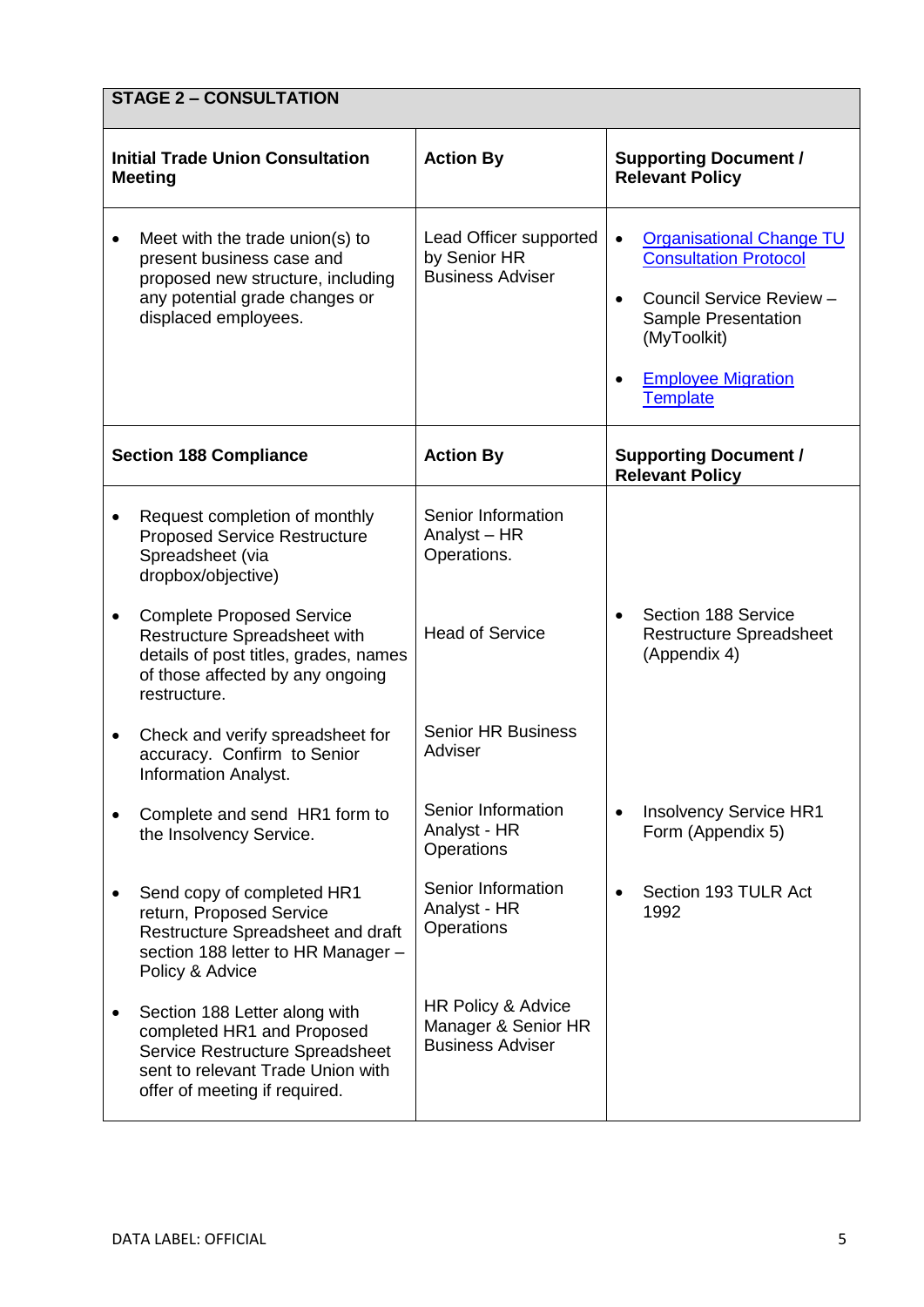| STAGE 2 – CONSULTATION | | |
|---|---|---|
| **Initial Trade Union Consultation Meeting** | **Action By** | **Supporting Document / Relevant Policy** |
| • Meet with the trade union(s) to present business case and proposed new structure, including any potential grade changes or displaced employees. | Lead Officer supported by Senior HR Business Adviser | • Organisational Change TU Consultation Protocol<br>• Council Service Review – Sample Presentation (MyToolkit)<br>• Employee Migration Template |
| **Section 188 Compliance** | **Action By** | **Supporting Document / Relevant Policy** |
| • Request completion of monthly Proposed Service Restructure Spreadsheet (via dropbox/objective) | Senior Information Analyst – HR Operations. | |
| • Complete Proposed Service Restructure Spreadsheet with details of post titles, grades, names of those affected by any ongoing restructure. | Head of Service | • Section 188 Service Restructure Spreadsheet (Appendix 4) |
| • Check and verify spreadsheet for accuracy. Confirm to Senior Information Analyst. | Senior HR Business Adviser | |
| • Complete and send HR1 form to the Insolvency Service. | Senior Information Analyst - HR Operations | • Insolvency Service HR1 Form (Appendix 5) |
| • Send copy of completed HR1 return, Proposed Service Restructure Spreadsheet and draft section 188 letter to HR Manager – Policy & Advice | Senior Information Analyst - HR Operations | • Section 193 TULR Act 1992 |
| • Section 188 Letter along with completed HR1 and Proposed Service Restructure Spreadsheet sent to relevant Trade Union with offer of meeting if required. | HR Policy & Advice Manager & Senior HR Business Adviser | |

DATA LABEL: OFFICIAL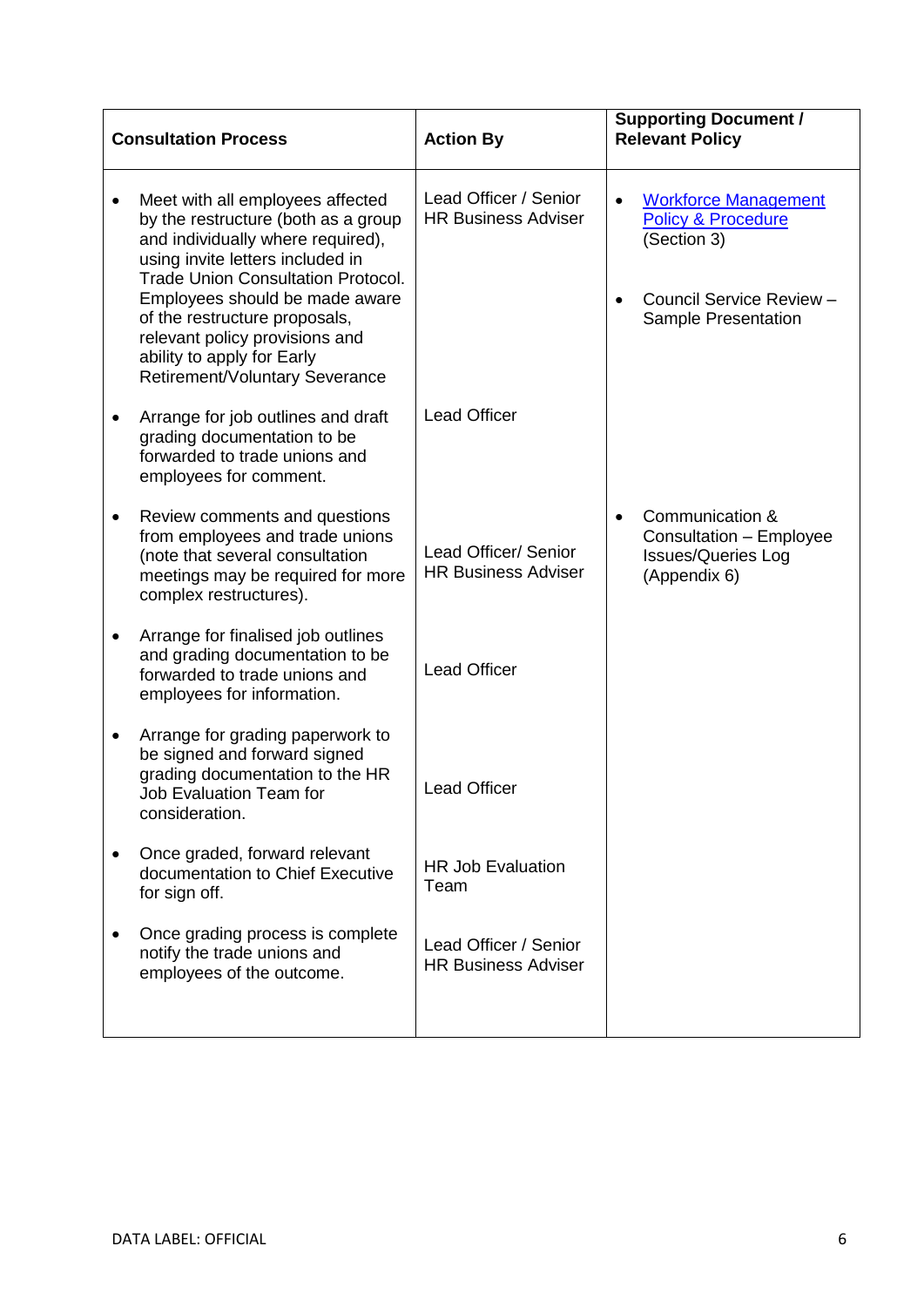| Consultation Process | Action By | Supporting Document / Relevant Policy |
|---|---|---|
| • Meet with all employees affected by the restructure (both as a group and individually where required), using invite letters included in Trade Union Consultation Protocol. Employees should be made aware of the restructure proposals, relevant policy provisions and ability to apply for Early Retirement/Voluntary Severance | Lead Officer / Senior HR Business Adviser | • Workforce Management Policy & Procedure (Section 3)<br>• Council Service Review – Sample Presentation |
| • Arrange for job outlines and draft grading documentation to be forwarded to trade unions and employees for comment. | Lead Officer | |
| • Review comments and questions from employees and trade unions (note that several consultation meetings may be required for more complex restructures). | Lead Officer/ Senior HR Business Adviser | • Communication & Consultation – Employee Issues/Queries Log (Appendix 6) |
| • Arrange for finalised job outlines and grading documentation to be forwarded to trade unions and employees for information. | Lead Officer | |
| • Arrange for grading paperwork to be signed and forward signed grading documentation to the HR Job Evaluation Team for consideration. | Lead Officer | |
| • Once graded, forward relevant documentation to Chief Executive for sign off. | HR Job Evaluation Team | |
| • Once grading process is complete notify the trade unions and employees of the outcome. | Lead Officer / Senior HR Business Adviser | |

DATA LABEL: OFFICIAL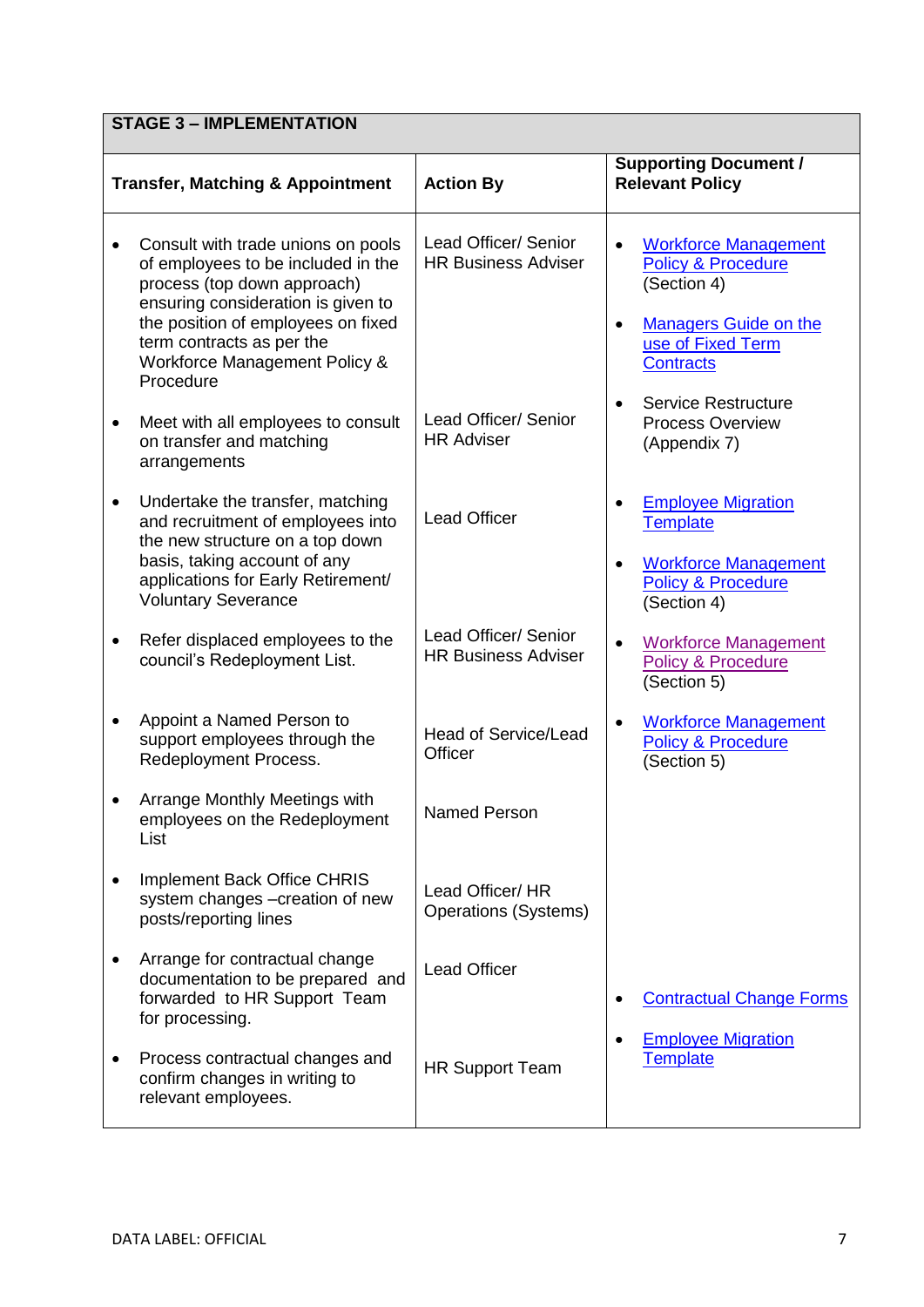| STAGE 3 – IMPLEMENTATION | | |
|---|---|---|
| **Transfer, Matching & Appointment** | **Action By** | **Supporting Document / Relevant Policy** |
| • Consult with trade unions on pools of employees to be included in the process (top down approach) ensuring consideration is given to the position of employees on fixed term contracts as per the Workforce Management Policy & Procedure | Lead Officer/ Senior HR Business Adviser | • Workforce Management Policy & Procedure (Section 4)<br>• Managers Guide on the use of Fixed Term Contracts |
| • Meet with all employees to consult on transfer and matching arrangements | Lead Officer/ Senior HR Adviser | • Service Restructure Process Overview (Appendix 7) |
| • Undertake the transfer, matching and recruitment of employees into the new structure on a top down basis, taking account of any applications for Early Retirement/ Voluntary Severance | Lead Officer | • Employee Migration Template<br>• Workforce Management Policy & Procedure (Section 4) |
| • Refer displaced employees to the council's Redeployment List. | Lead Officer/ Senior HR Business Adviser | • Workforce Management Policy & Procedure (Section 5) |
| • Appoint a Named Person to support employees through the Redeployment Process. | Head of Service/Lead Officer | • Workforce Management Policy & Procedure (Section 5) |
| • Arrange Monthly Meetings with employees on the Redeployment List | Named Person | |
| • Implement Back Office CHRIS system changes –creation of new posts/reporting lines | Lead Officer/ HR Operations (Systems) | |
| • Arrange for contractual change documentation to be prepared and forwarded to HR Support Team for processing. | Lead Officer | • Contractual Change Forms |
| • Process contractual changes and confirm changes in writing to relevant employees. | HR Support Team | • Employee Migration Template |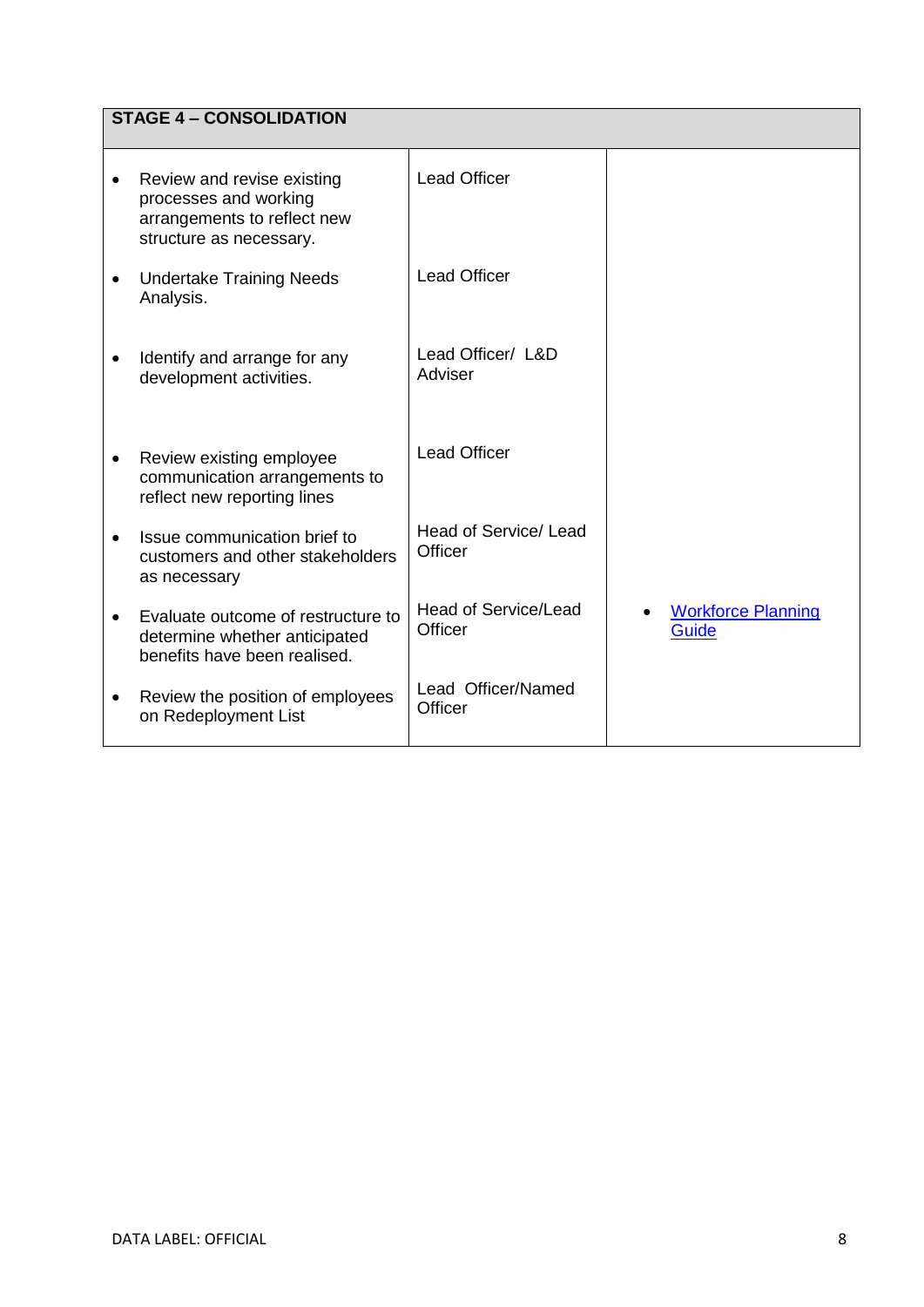| STAGE 4 – CONSOLIDATION | | |
|---|---|---|
| • Review and revise existing processes and working arrangements to reflect new structure as necessary. | Lead Officer | |
| • Undertake Training Needs Analysis. | Lead Officer | |
| • Identify and arrange for any development activities. | Lead Officer/ L&D Adviser | |
| • Review existing employee communication arrangements to reflect new reporting lines | Lead Officer | |
| • Issue communication brief to customers and other stakeholders as necessary | Head of Service/ Lead Officer | |
| • Evaluate outcome of restructure to determine whether anticipated benefits have been realised. | Head of Service/Lead Officer | • Workforce Planning Guide |
| • Review the position of employees on Redeployment List | Lead Officer/Named Officer | |

DATA LABEL: OFFICIAL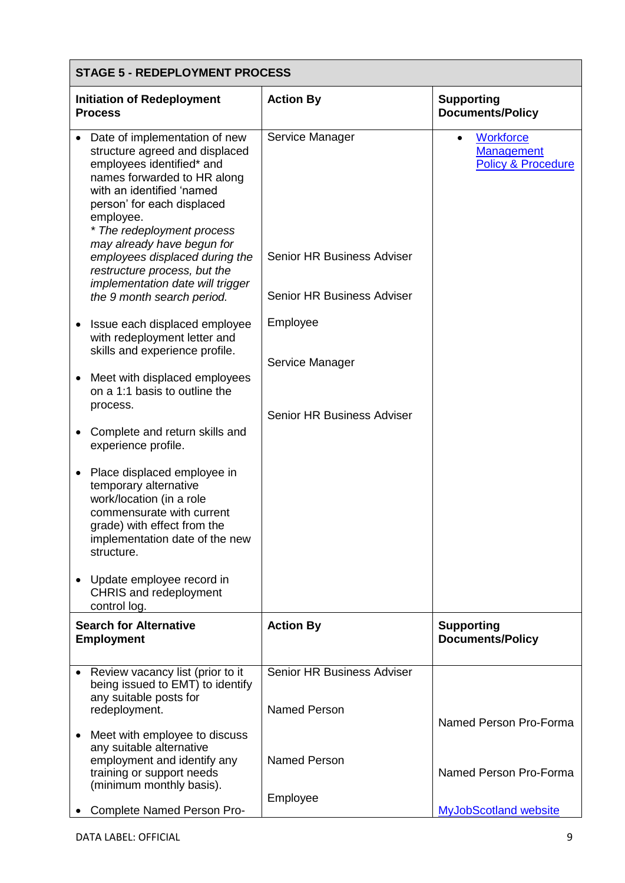| STAGE 5 - REDEPLOYMENT PROCESS | | |
|---|---|---|
| **Initiation of Redeployment Process** | **Action By** | **Supporting Documents/Policy** |
| • Date of implementation of new structure agreed and displaced employees identified* and names forwarded to HR along with an identified 'named person' for each displaced employee.<br>*\* The redeployment process may already have begun for employees displaced during the restructure process, but the implementation date will trigger the 9 month search period.*<br><br>• Issue each displaced employee with redeployment letter and skills and experience profile.<br><br>• Meet with displaced employees on a 1:1 basis to outline the process.<br><br>• Complete and return skills and experience profile.<br><br>• Place displaced employee in temporary alternative work/location (in a role commensurate with current grade) with effect from the implementation date of the new structure.<br><br>• Update employee record in CHRIS and redeployment control log. | Service Manager<br><br><br><br><br>Senior HR Business Adviser<br><br>Senior HR Business Adviser<br><br>Employee<br><br>Service Manager<br><br>Senior HR Business Adviser | • Workforce Management Policy & Procedure |
| **Search for Alternative Employment** | **Action By** | **Supporting Documents/Policy** |
| • Review vacancy list (prior to it being issued to EMT) to identify any suitable posts for redeployment.<br><br>• Meet with employee to discuss any suitable alternative employment and identify any training or support needs (minimum monthly basis).<br><br>• Complete Named Person Pro- | Senior HR Business Adviser<br><br>Named Person<br><br>Named Person<br><br>Employee | <br><br>Named Person Pro-Forma<br><br>Named Person Pro-Forma<br><br>MyJobScotland website |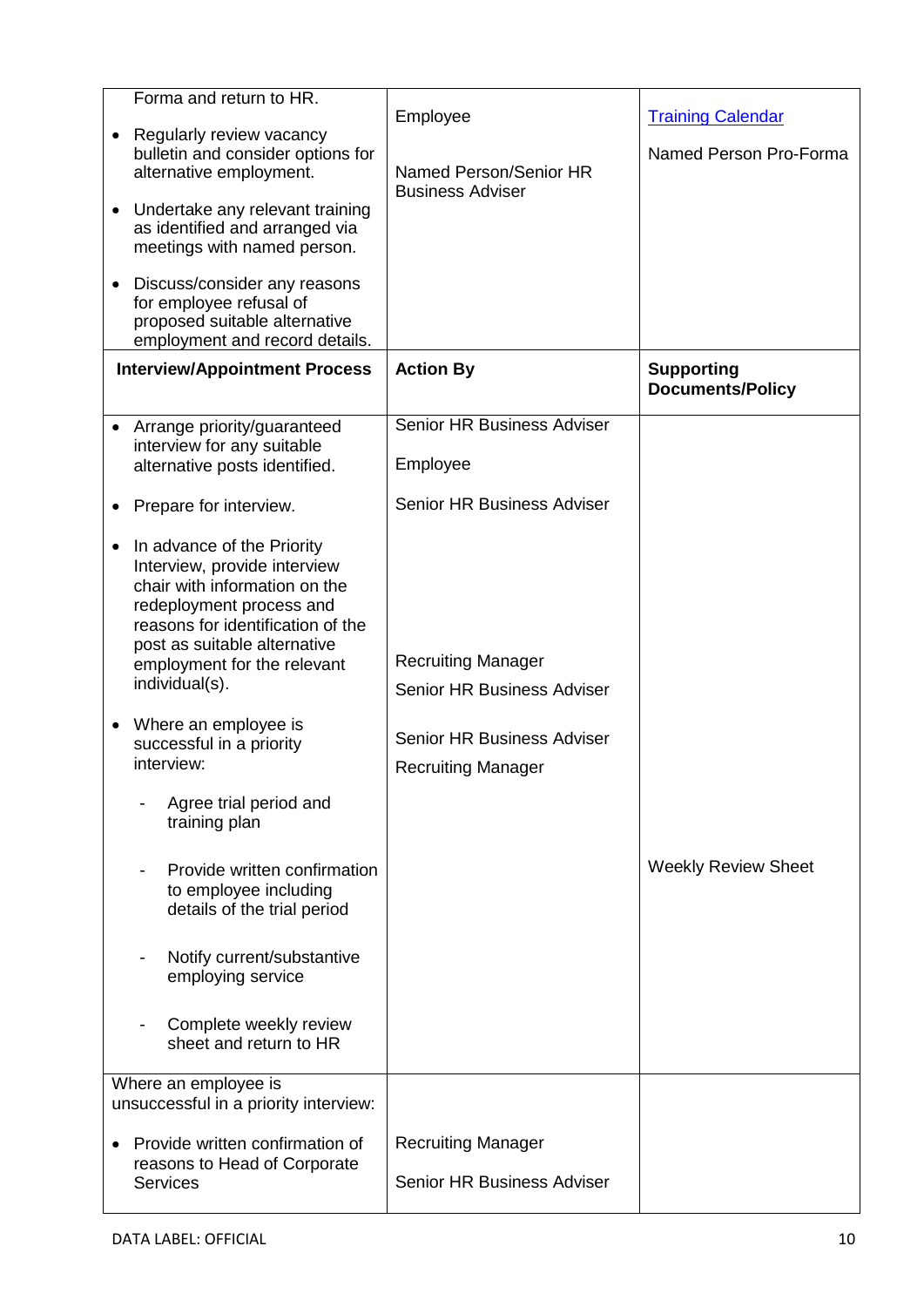| | | |
|---|---|---|
| Forma and return to HR.<br>• Regularly review vacancy bulletin and consider options for alternative employment.<br>• Undertake any relevant training as identified and arranged via meetings with named person.<br>• Discuss/consider any reasons for employee refusal of proposed suitable alternative employment and record details. | Employee<br><br>Named Person/Senior HR Business Adviser | [Training Calendar]<br><br>Named Person Pro-Forma |
| **Interview/Appointment Process** | **Action By** | **Supporting Documents/Policy** |
| • Arrange priority/guaranteed interview for any suitable alternative posts identified.<br>• Prepare for interview.<br>• In advance of the Priority Interview, provide interview chair with information on the redeployment process and reasons for identification of the post as suitable alternative employment for the relevant individual(s).<br>• Where an employee is successful in a priority interview:<br>- Agree trial period and training plan<br>- Provide written confirmation to employee including details of the trial period<br>- Notify current/substantive employing service<br>- Complete weekly review sheet and return to HR | Senior HR Business Adviser<br>Employee<br>Senior HR Business Adviser<br><br>Recruiting Manager<br>Senior HR Business Adviser<br><br>Senior HR Business Adviser<br>Recruiting Manager | Weekly Review Sheet |
| Where an employee is unsuccessful in a priority interview:<br>• Provide written confirmation of reasons to Head of Corporate Services | Recruiting Manager<br>Senior HR Business Adviser | |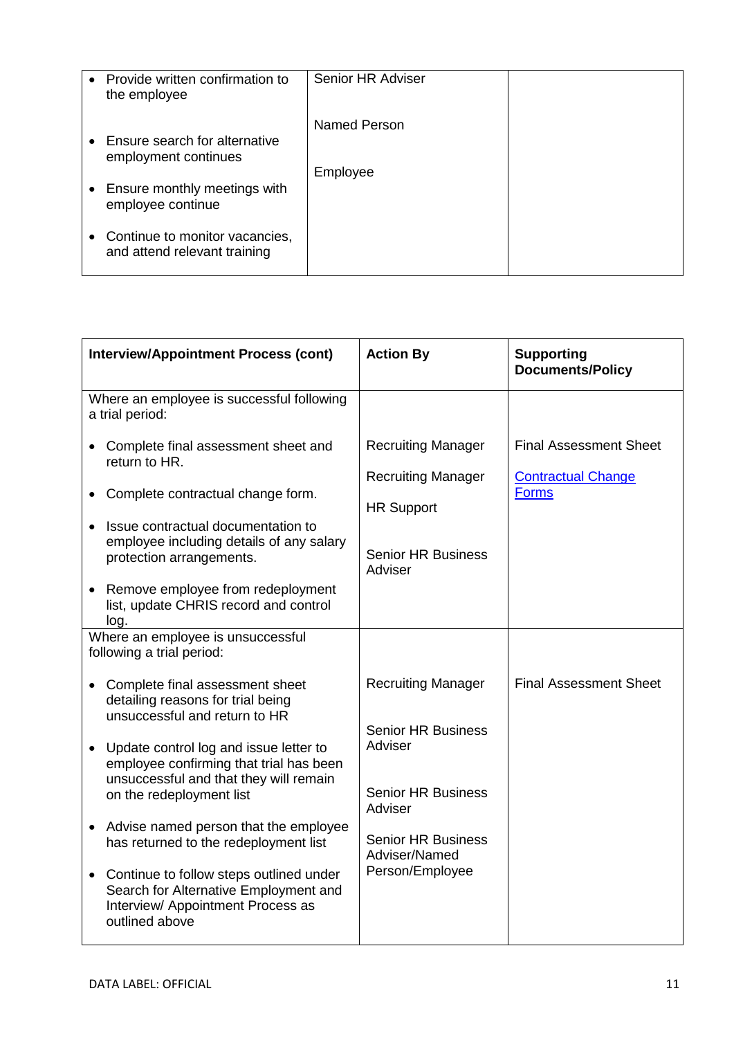| | | |
|---|---|---|
| • Provide written confirmation to the employee<br><br>• Ensure search for alternative employment continues<br><br>• Ensure monthly meetings with employee continue<br><br>• Continue to monitor vacancies, and attend relevant training | Senior HR Adviser<br><br>Named Person<br><br>Employee | |

| Interview/Appointment Process (cont) | Action By | Supporting Documents/Policy |
|---|---|---|
| Where an employee is successful following a trial period:<br><br>• Complete final assessment sheet and return to HR.<br><br>• Complete contractual change form.<br><br>• Issue contractual documentation to employee including details of any salary protection arrangements.<br><br>• Remove employee from redeployment list, update CHRIS record and control log. | Recruiting Manager<br><br>Recruiting Manager<br><br>HR Support<br><br>Senior HR Business Adviser | Final Assessment Sheet<br><br>[Contractual Change Forms]() |
| Where an employee is unsuccessful following a trial period:<br><br>• Complete final assessment sheet detailing reasons for trial being unsuccessful and return to HR<br><br>• Update control log and issue letter to employee confirming that trial has been unsuccessful and that they will remain on the redeployment list<br><br>• Advise named person that the employee has returned to the redeployment list<br><br>• Continue to follow steps outlined under Search for Alternative Employment and Interview/ Appointment Process as outlined above | Recruiting Manager<br><br>Senior HR Business Adviser<br><br>Senior HR Business Adviser<br><br>Senior HR Business Adviser/Named Person/Employee | Final Assessment Sheet |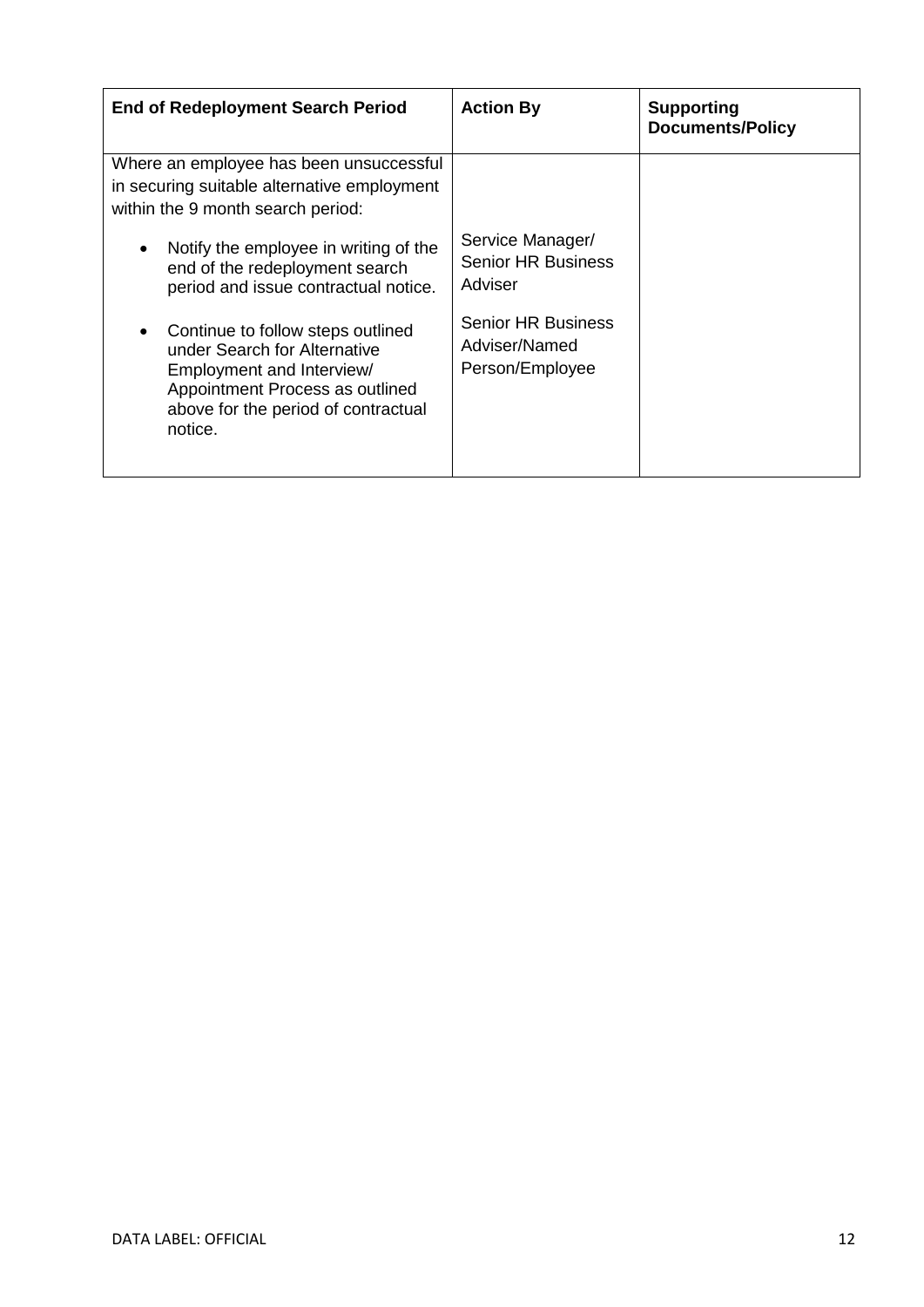| End of Redeployment Search Period | Action By | Supporting Documents/Policy |
|---|---|---|
| Where an employee has been unsuccessful in securing suitable alternative employment within the 9 month search period: | | |
| • Notify the employee in writing of the end of the redeployment search period and issue contractual notice. | Service Manager/ Senior HR Business Adviser | |
| • Continue to follow steps outlined under Search for Alternative Employment and Interview/ Appointment Process as outlined above for the period of contractual notice. | Senior HR Business Adviser/Named Person/Employee | |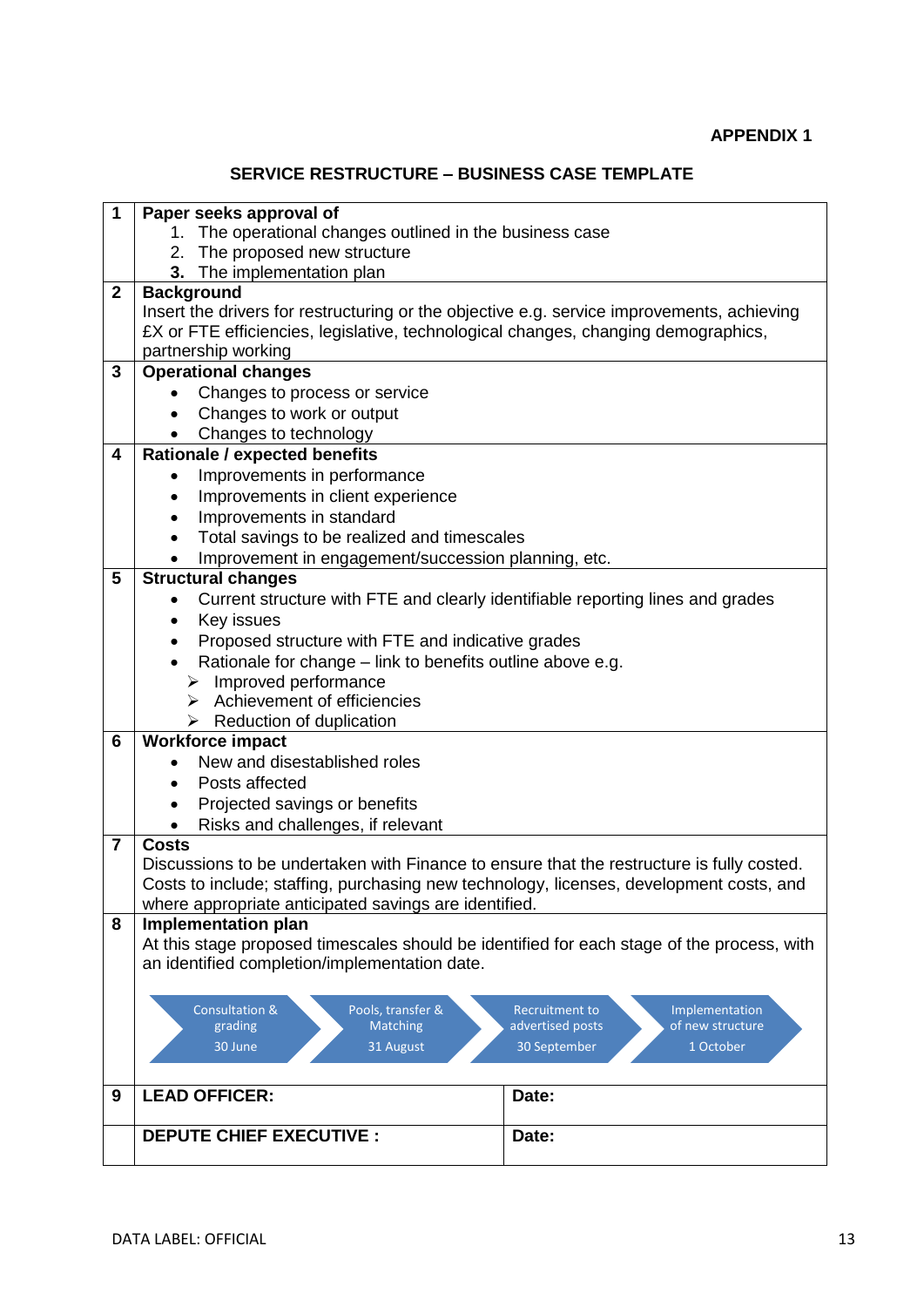**APPENDIX 1**

## SERVICE RESTRUCTURE – BUSINESS CASE TEMPLATE

| | |
|---|---|
| **1** | **Paper seeks approval of**<br>1. The operational changes outlined in the business case<br>2. The proposed new structure<br>3. The implementation plan |
| **2** | **Background**<br>Insert the drivers for restructuring or the objective e.g. service improvements, achieving £X or FTE efficiencies, legislative, technological changes, changing demographics, partnership working |
| **3** | **Operational changes**<br>• Changes to process or service<br>• Changes to work or output<br>• Changes to technology |
| **4** | **Rationale / expected benefits**<br>• Improvements in performance<br>• Improvements in client experience<br>• Improvements in standard<br>• Total savings to be realized and timescales<br>• Improvement in engagement/succession planning, etc. |
| **5** | **Structural changes**<br>• Current structure with FTE and clearly identifiable reporting lines and grades<br>• Key issues<br>• Proposed structure with FTE and indicative grades<br>• Rationale for change – link to benefits outline above e.g.<br>➢ Improved performance<br>➢ Achievement of efficiencies<br>➢ Reduction of duplication |
| **6** | **Workforce impact**<br>• New and disestablished roles<br>• Posts affected<br>• Projected savings or benefits<br>• Risks and challenges, if relevant |
| **7** | **Costs**<br>Discussions to be undertaken with Finance to ensure that the restructure is fully costed. Costs to include; staffing, purchasing new technology, licenses, development costs, and where appropriate anticipated savings are identified. |
| **8** | **Implementation plan**<br>At this stage proposed timescales should be identified for each stage of the process, with an identified completion/implementation date.<br><br>Consultation & grading 30 June → Pools, transfer & Matching 31 August → Recruitment to advertised posts 30 September → Implementation of new structure 1 October |

| | | |
|---|---|---|
| **9** | **LEAD OFFICER:** | **Date:** |
| | **DEPUTE CHIEF EXECUTIVE :** | **Date:** |

DATA LABEL: OFFICIAL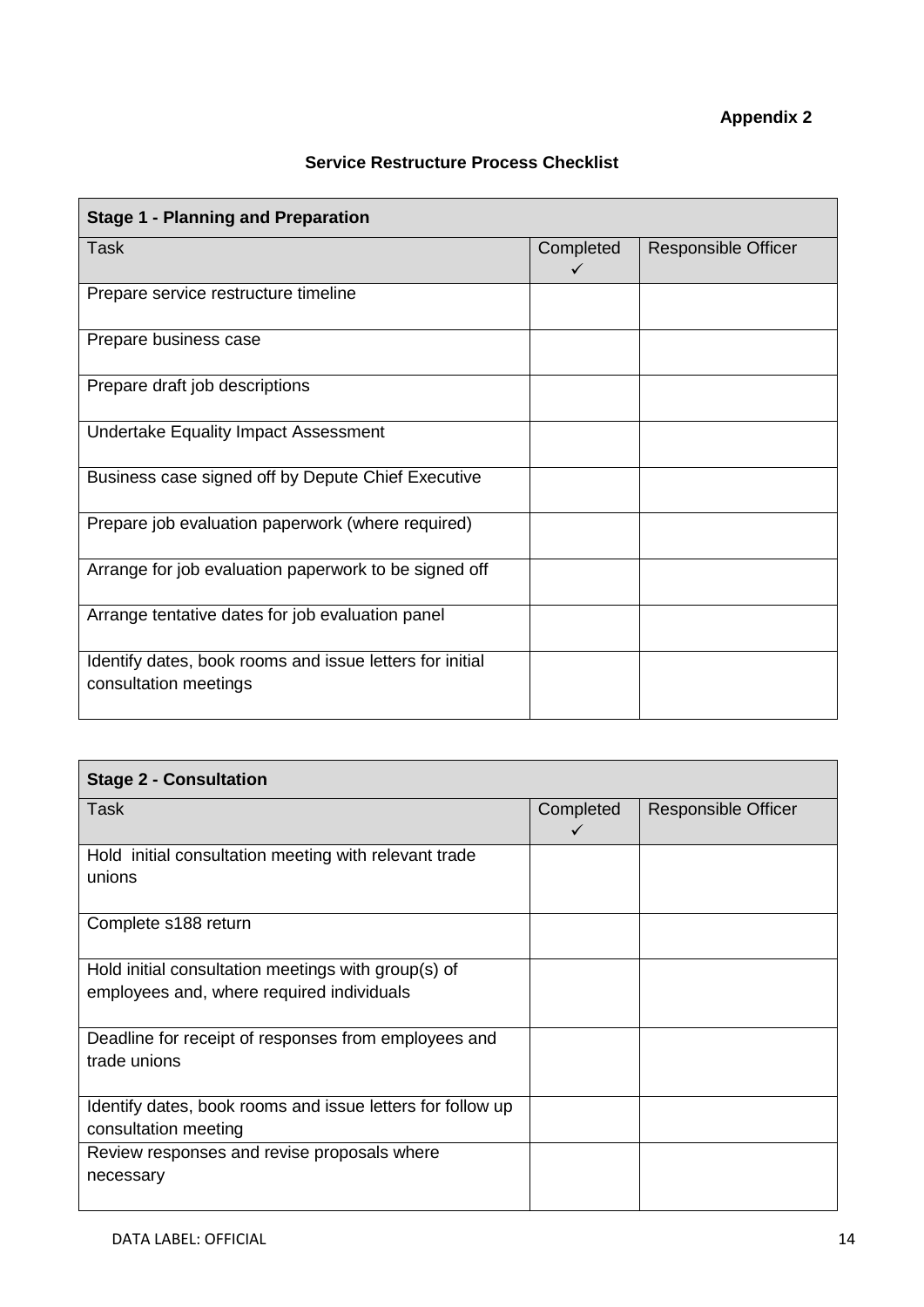**Appendix 2**

**Service Restructure Process Checklist**

| **Stage 1 - Planning and Preparation** | | |
|---|---|---|
| Task | Completed ✓ | Responsible Officer |
| Prepare service restructure timeline | | |
| Prepare business case | | |
| Prepare draft job descriptions | | |
| Undertake Equality Impact Assessment | | |
| Business case signed off by Depute Chief Executive | | |
| Prepare job evaluation paperwork (where required) | | |
| Arrange for job evaluation paperwork to be signed off | | |
| Arrange tentative dates for job evaluation panel | | |
| Identify dates, book rooms and issue letters for initial consultation meetings | | |

| **Stage 2 - Consultation** | | |
|---|---|---|
| Task | Completed ✓ | Responsible Officer |
| Hold initial consultation meeting with relevant trade unions | | |
| Complete s188 return | | |
| Hold initial consultation meetings with group(s) of employees and, where required individuals | | |
| Deadline for receipt of responses from employees and trade unions | | |
| Identify dates, book rooms and issue letters for follow up consultation meeting | | |
| Review responses and revise proposals where necessary | | |

DATA LABEL: OFFICIAL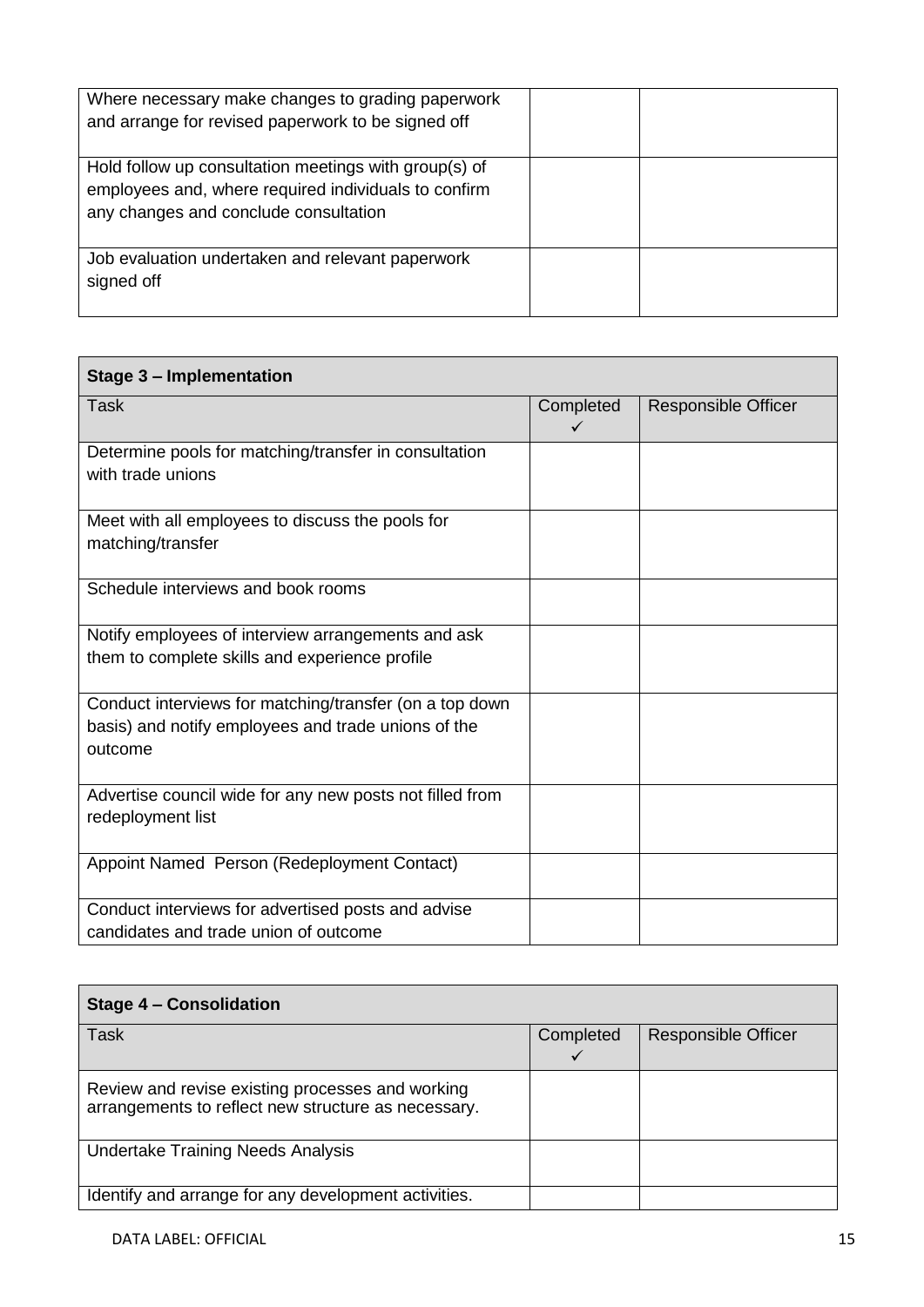| | | |
|---|---|---|
| Where necessary make changes to grading paperwork and arrange for revised paperwork to be signed off | | |
| Hold follow up consultation meetings with group(s) of employees and, where required individuals to confirm any changes and conclude consultation | | |
| Job evaluation undertaken and relevant paperwork signed off | | |

| **Stage 3 – Implementation** | | |
|---|---|---|
| Task | Completed ✓ | Responsible Officer |
| Determine pools for matching/transfer in consultation with trade unions | | |
| Meet with all employees to discuss the pools for matching/transfer | | |
| Schedule interviews and book rooms | | |
| Notify employees of interview arrangements and ask them to complete skills and experience profile | | |
| Conduct interviews for matching/transfer (on a top down basis) and notify employees and trade unions of the outcome | | |
| Advertise council wide for any new posts not filled from redeployment list | | |
| Appoint Named Person (Redeployment Contact) | | |
| Conduct interviews for advertised posts and advise candidates and trade union of outcome | | |

| **Stage 4 – Consolidation** | | |
|---|---|---|
| Task | Completed ✓ | Responsible Officer |
| Review and revise existing processes and working arrangements to reflect new structure as necessary. | | |
| Undertake Training Needs Analysis | | |
| Identify and arrange for any development activities. | | |

DATA LABEL: OFFICIAL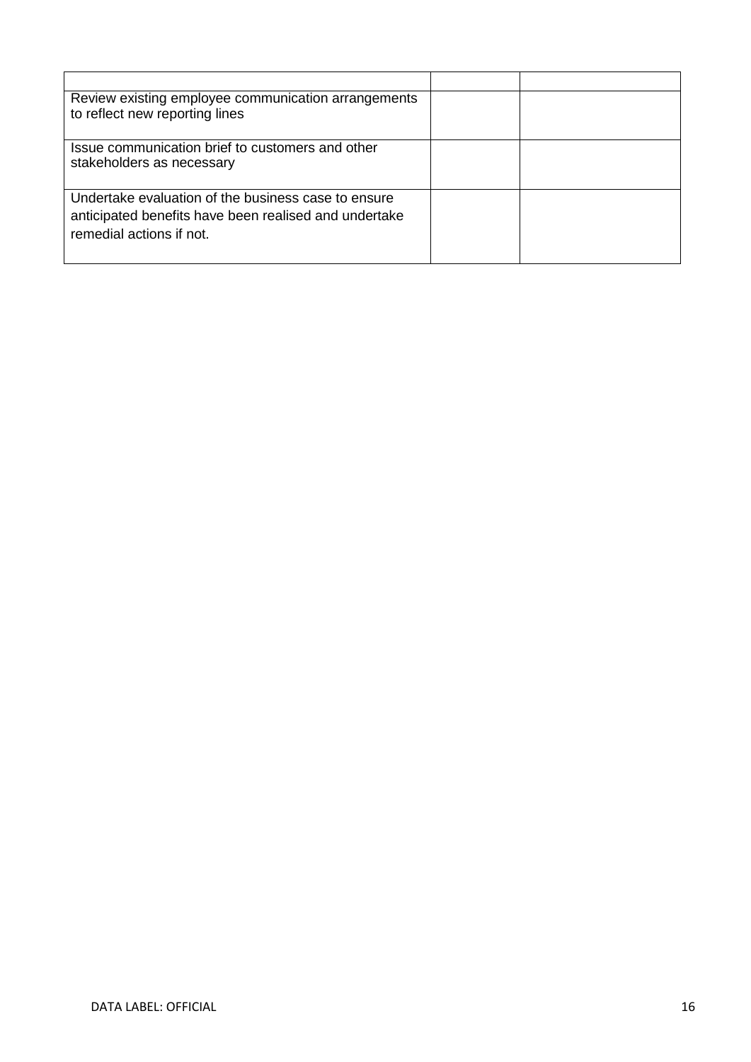| | | |
|---|---|---|
| Review existing employee communication arrangements to reflect new reporting lines | | |
| Issue communication brief to customers and other stakeholders as necessary | | |
| Undertake evaluation of the business case to ensure anticipated benefits have been realised and undertake remedial actions if not. | | |

DATA LABEL: OFFICIAL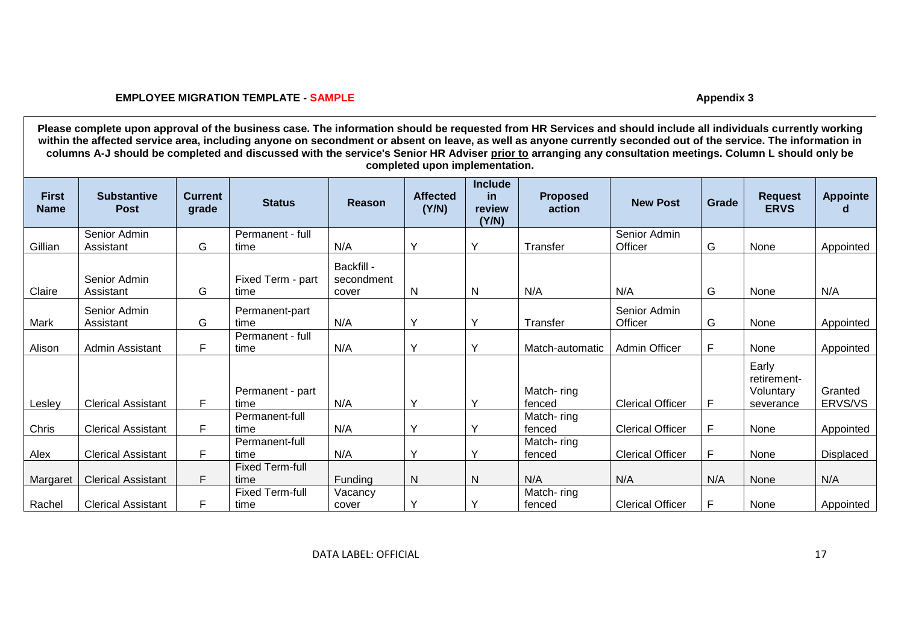**EMPLOYEE MIGRATION TEMPLATE - SAMPLE** **Appendix 3**

**Please complete upon approval of the business case. The information should be requested from HR Services and should include all individuals currently working within the affected service area, including anyone on secondment or absent on leave, as well as anyone currently seconded out of the service. The information in columns A-J should be completed and discussed with the service's Senior HR Adviser prior to arranging any consultation meetings. Column L should only be completed upon implementation.**

| First Name | Substantive Post | Current grade | Status | Reason | Affected (Y/N) | Include in review (Y/N) | Proposed action | New Post | Grade | Request ERVS | Appointed |
|---|---|---|---|---|---|---|---|---|---|---|---|
| Gillian | Senior Admin Assistant | G | Permanent - full time | N/A | Y | Y | Transfer | Senior Admin Officer | G | None | Appointed |
| Claire | Senior Admin Assistant | G | Fixed Term - part time | Backfill - secondment cover | N | N | N/A | N/A | G | None | N/A |
| Mark | Senior Admin Assistant | G | Permanent-part time | N/A | Y | Y | Transfer | Senior Admin Officer | G | None | Appointed |
| Alison | Admin Assistant | F | Permanent - full time | N/A | Y | Y | Match-automatic | Admin Officer | F | None | Appointed |
| Lesley | Clerical Assistant | F | Permanent - part time | N/A | Y | Y | Match- ring fenced | Clerical Officer | F | Early retirement- Voluntary severance | Granted ERVS/VS |
| Chris | Clerical Assistant | F | Permanent-full time | N/A | Y | Y | Match- ring fenced | Clerical Officer | F | None | Appointed |
| Alex | Clerical Assistant | F | Permanent-full time | N/A | Y | Y | Match- ring fenced | Clerical Officer | F | None | Displaced |
| Margaret | Clerical Assistant | F | Fixed Term-full time | Funding | N | N | N/A | N/A | N/A | None | N/A |
| Rachel | Clerical Assistant | F | Fixed Term-full time | Vacancy cover | Y | Y | Match- ring fenced | Clerical Officer | F | None | Appointed |

DATA LABEL: OFFICIAL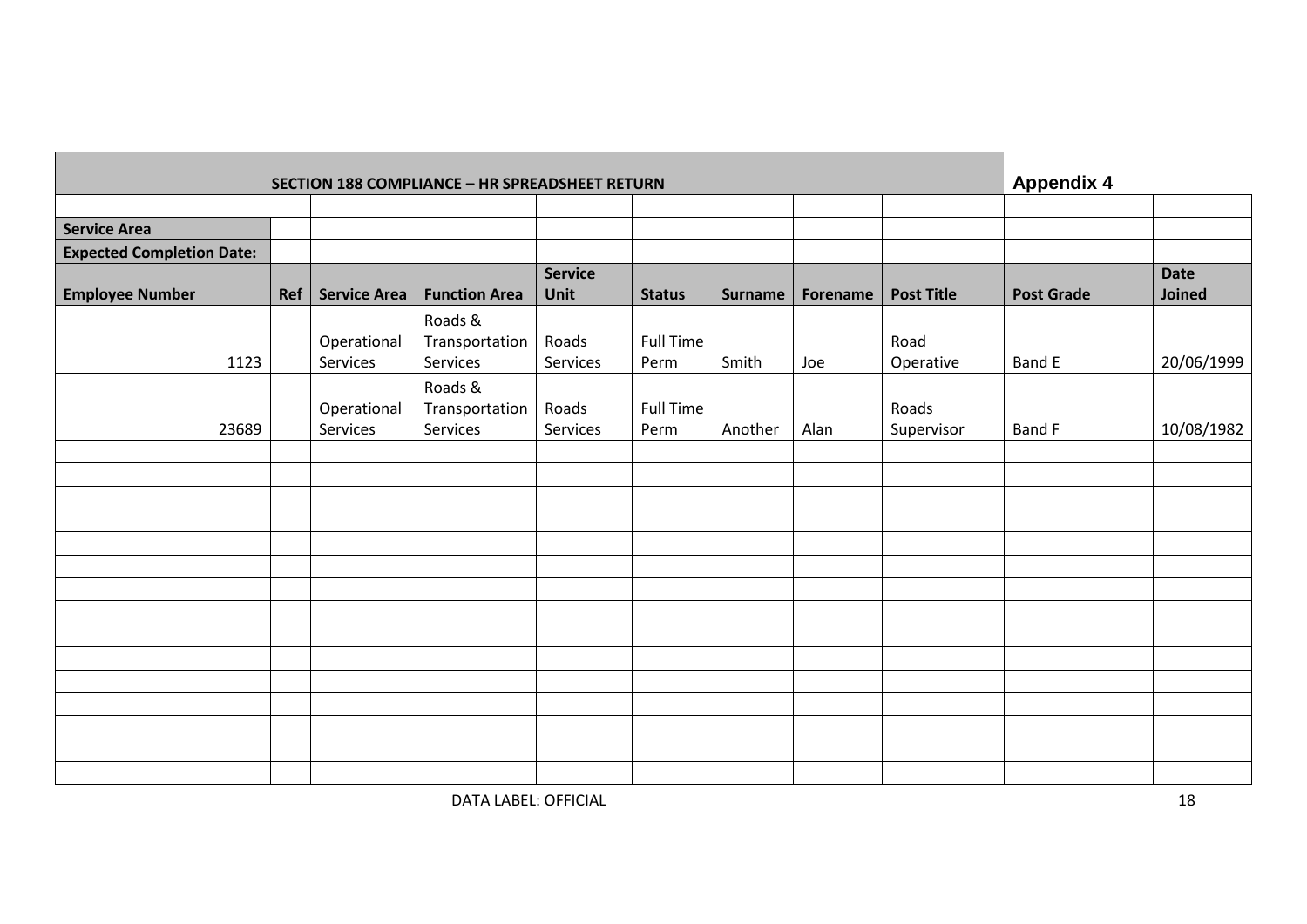| SECTION 188 COMPLIANCE – HR SPREADSHEET RETURN | | | | | | | | | Appendix 4 | |
|---|---|---|---|---|---|---|---|---|---|---|
| | | | | | | | | | | |
| **Service Area** | | | | | | | | | | |
| **Expected Completion Date:** | | | | | | | | | | |
| **Employee Number** | **Ref** | **Service Area** | **Function Area** | **Service Unit** | **Status** | **Surname** | **Forename** | **Post Title** | **Post Grade** | **Date Joined** |
| 1123 | | Operational Services | Roads & Transportation Services | Roads Services | Full Time Perm | Smith | Joe | Road Operative | Band E | 20/06/1999 |
| 23689 | | Operational Services | Roads & Transportation Services | Roads Services | Full Time Perm | Another | Alan | Roads Supervisor | Band F | 10/08/1982 |
| | | | | | | | | | | |
| | | | | | | | | | | |
| | | | | | | | | | | |
| | | | | | | | | | | |
| | | | | | | | | | | |
| | | | | | | | | | | |
| | | | | | | | | | | |
| | | | | | | | | | | |
| | | | | | | | | | | |
| | | | | | | | | | | |
| | | | | | | | | | | |
| | | | | | | | | | | |
| | | | | | | | | | | |
| | | | | | | | | | | |
| | | | | | | | | | | |

DATA LABEL: OFFICIAL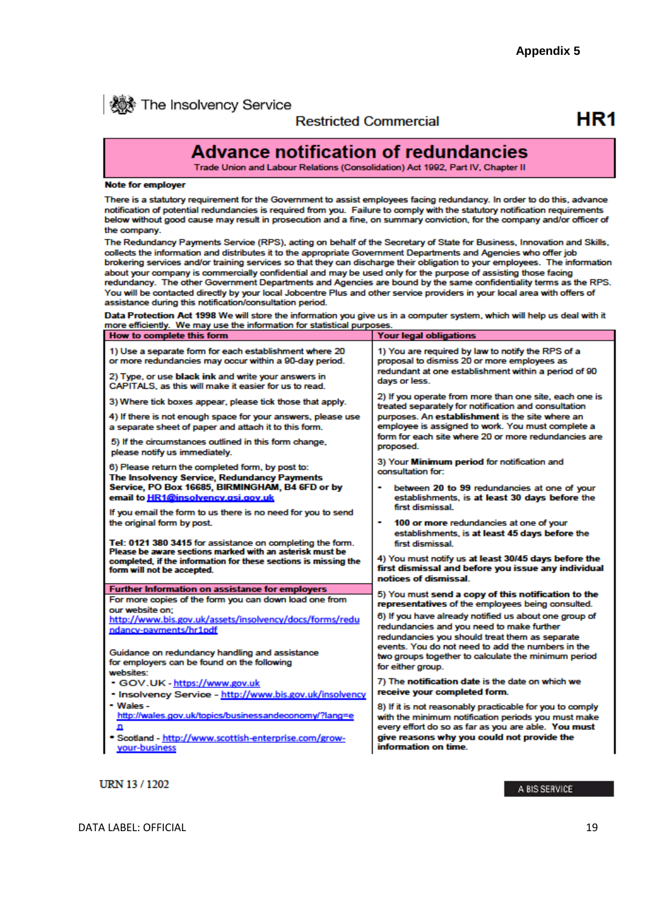Appendix 5

The Insolvency Service

Restricted Commercial

**HR1**

# Advance notification of redundancies

Trade Union and Labour Relations (Consolidation) Act 1992, Part IV, Chapter II

**Note for employer**

There is a statutory requirement for the Government to assist employees facing redundancy. In order to do this, advance notification of potential redundancies is required from you. Failure to comply with the statutory notification requirements below without good cause may result in prosecution and a fine, on summary conviction, for the company and/or officer of the company.

The Redundancy Payments Service (RPS), acting on behalf of the Secretary of State for Business, Innovation and Skills, collects the information and distributes it to the appropriate Government Departments and Agencies who offer job brokering services and/or training services so that they can discharge their obligation to your employees. The information about your company is commercially confidential and may be used only for the purpose of assisting those facing redundancy. The other Government Departments and Agencies are bound by the same confidentiality terms as the RPS. You will be contacted directly by your local Jobcentre Plus and other service providers in your local area with offers of assistance during this notification/consultation period.

**Data Protection Act 1998** We will store the information you give us in a computer system, which will help us deal with it more efficiently. We may use the information for statistical purposes.

## How to complete this form

1) Use a separate form for each establishment where 20 or more redundancies may occur within a 90-day period.

2) Type, or use **black ink** and write your answers in CAPITALS, as this will make it easier for us to read.

3) Where tick boxes appear, please tick those that apply.

4) If there is not enough space for your answers, please use a separate sheet of paper and attach it to this form.

5) If the circumstances outlined in this form change, please notify us immediately.

6) Please return the completed form, by post to: **The Insolvency Service, Redundancy Payments Service, PO Box 16685, BIRMINGHAM, B4 6FD or by email to HR1@insolvency.gsi.gov.uk**

If you email the form to us there is no need for you to send the original form by post.

**Tel: 0121 380 3415** for assistance on completing the form. **Please be aware sections marked with an asterisk must be completed, if the information for these sections is missing the form will not be accepted.**

## Further Information on assistance for employers

For more copies of the form you can down load one from our website on; http://www.bis.gov.uk/assets/insolvency/docs/forms/redundancy-payments/hr1pdf

Guidance on redundancy handling and assistance for employers can be found on the following websites:

- GOV.UK - https://www.gov.uk
- Insolvency Service - http://www.bis.gov.uk/insolvency
- Wales - http://wales.gov.uk/topics/businessandeconomy/?lang=en
- Scotland - http://www.scottish-enterprise.com/grow-your-business

## Your legal obligations

1) You are required by law to notify the RPS of a proposal to dismiss 20 or more employees as redundant at one establishment within a period of 90 days or less.

2) If you operate from more than one site, each one is treated separately for notification and consultation purposes. An **establishment** is the site where an employee is assigned to work. You must complete a form for each site where 20 or more redundancies are proposed.

3) Your **Minimum period** for notification and consultation for:

- between **20 to 99** redundancies at one of your establishments, is **at least 30 days before** the first dismissal.
- **100 or more** redundancies at one of your establishments, is **at least 45 days before** the first dismissal.

4) You must notify us **at least 30/45 days before the first dismissal and before you issue any individual notices of dismissal.**

5) You must **send a copy of this notification to the representatives** of the employees being consulted.

6) If you have already notified us about one group of redundancies and you need to make further redundancies you should treat them as separate events. You do not need to add the numbers in the two groups together to calculate the minimum period for either group.

7) The **notification date** is the date on which we **receive your completed form.**

8) If it is not reasonably practicable for you to comply with the minimum notification periods you must make every effort do so as far as you are able. **You must give reasons why you could not provide the information on time.**

URN 13 / 1202

A BIS SERVICE

DATA LABEL: OFFICIAL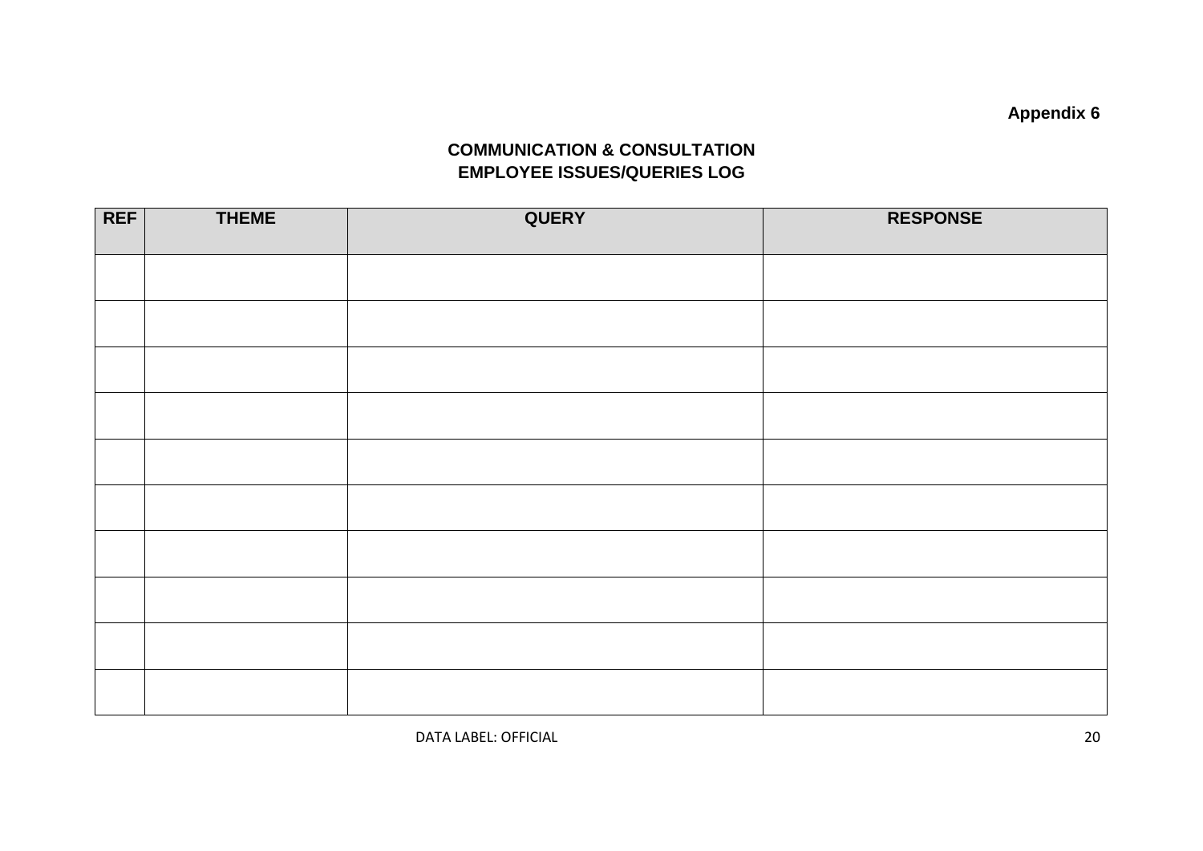**Appendix 6**

**COMMUNICATION & CONSULTATION**
**EMPLOYEE ISSUES/QUERIES LOG**

| REF | THEME | QUERY | RESPONSE |
|---|---|---|---|
| | | | |
| | | | |
| | | | |
| | | | |
| | | | |
| | | | |
| | | | |
| | | | |
| | | | |
| | | | |

DATA LABEL: OFFICIAL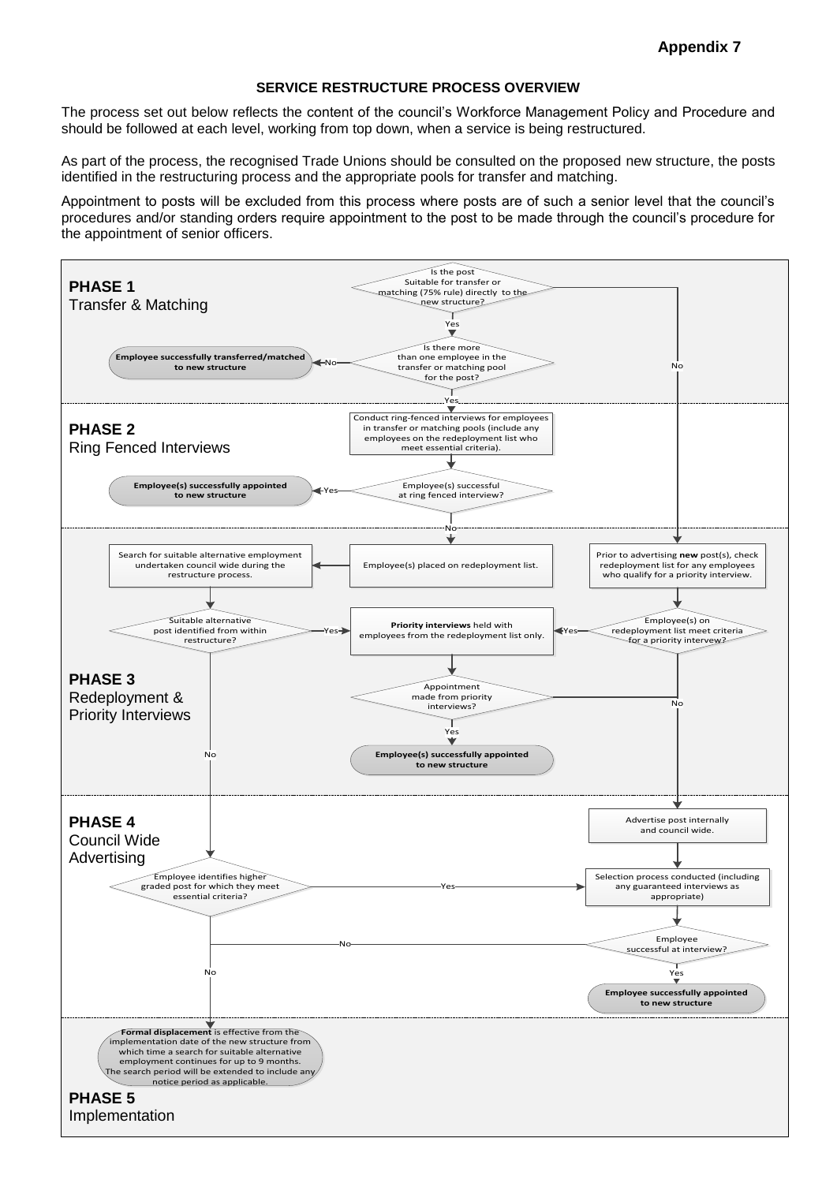**Appendix 7**

**SERVICE RESTRUCTURE PROCESS OVERVIEW**

The process set out below reflects the content of the council's Workforce Management Policy and Procedure and should be followed at each level, working from top down, when a service is being restructured.

As part of the process, the recognised Trade Unions should be consulted on the proposed new structure, the posts identified in the restructuring process and the appropriate pools for transfer and matching.

Appointment to posts will be excluded from this process where posts are of such a senior level that the council's procedures and/or standing orders require appointment to the post to be made through the council's procedure for the appointment of senior officers.

**PHASE 1**
Transfer & Matching

- Is the post Suitable for transfer or matching (75% rule) directly to the new structure?
  - No → Prior to advertising **new** post(s), check redeployment list for any employees who qualify for a priority interview.
  - Yes → Is there more than one employee in the transfer or matching pool for the post?
    - No → **Employee successfully transferred/matched to new structure**
    - Yes → Phase 2

**PHASE 2**
Ring Fenced Interviews

- Conduct ring-fenced interviews for employees in transfer or matching pools (include any employees on the redeployment list who meet essential criteria).
- Employee(s) successful at ring fenced interview?
  - Yes → **Employee(s) successfully appointed to new structure**
  - No → Employee(s) placed on redeployment list.

**PHASE 3**
Redeployment & Priority Interviews

- Employee(s) placed on redeployment list. → Search for suitable alternative employment undertaken council wide during the restructure process.
- Suitable alternative post identified from within restructure?
  - Yes → **Priority interviews** held with employees from the redeployment list only.
  - No → Employee identifies higher graded post for which they meet essential criteria?
- Prior to advertising **new** post(s), check redeployment list for any employees who qualify for a priority interview. → Employee(s) on redeployment list meet criteria for a priority interview?
  - Yes → **Priority interviews** held with employees from the redeployment list only.
  - No → Advertise post internally and council wide.
- Appointment made from priority interviews?
  - Yes → **Employee(s) successfully appointed to new structure**
  - No → Advertise post internally and council wide.

**PHASE 4**
Council Wide Advertising

- Advertise post internally and council wide. → Selection process conducted (including any guaranteed interviews as appropriate)
- Employee identifies higher graded post for which they meet essential criteria?
  - Yes → Selection process conducted (including any guaranteed interviews as appropriate)
  - No → Formal displacement
- Employee successful at interview?
  - Yes → **Employee successfully appointed to new structure**
  - No → Formal displacement

**PHASE 5**
Implementation

- **Formal displacement** is effective from the implementation date of the new structure from which time a search for suitable alternative employment continues for up to 9 months. The search period will be extended to include any notice period as applicable.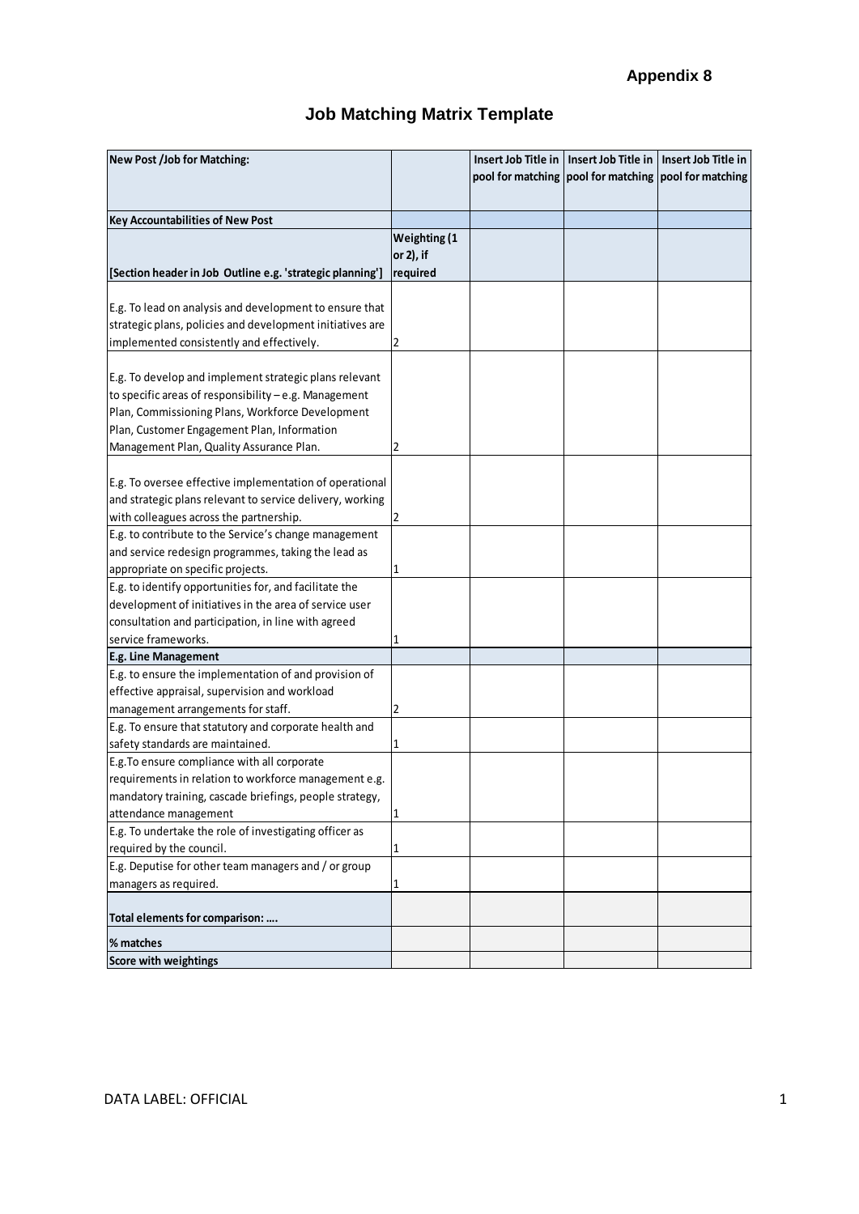**Appendix 8**

# Job Matching Matrix Template

| New Post /Job for Matching: | | Insert Job Title in pool for matching | Insert Job Title in pool for matching | Insert Job Title in pool for matching |
|---|---|---|---|---|
| **Key Accountabilities of New Post** | | | | |
| **[Section header in Job Outline e.g. 'strategic planning']** | **Weighting (1 or 2), if required** | | | |
| E.g. To lead on analysis and development to ensure that strategic plans, policies and development initiatives are implemented consistently and effectively. | 2 | | | |
| E.g. To develop and implement strategic plans relevant to specific areas of responsibility – e.g. Management Plan, Commissioning Plans, Workforce Development Plan, Customer Engagement Plan, Information Management Plan, Quality Assurance Plan. | 2 | | | |
| E.g. To oversee effective implementation of operational and strategic plans relevant to service delivery, working with colleagues across the partnership. | 2 | | | |
| E.g. to contribute to the Service's change management and service redesign programmes, taking the lead as appropriate on specific projects. | 1 | | | |
| E.g. to identify opportunities for, and facilitate the development of initiatives in the area of service user consultation and participation, in line with agreed service frameworks. | 1 | | | |
| **E.g. Line Management** | | | | |
| E.g. to ensure the implementation of and provision of effective appraisal, supervision and workload management arrangements for staff. | 2 | | | |
| E.g. To ensure that statutory and corporate health and safety standards are maintained. | 1 | | | |
| E.g.To ensure compliance with all corporate requirements in relation to workforce management e.g. mandatory training, cascade briefings, people strategy, attendance management | 1 | | | |
| E.g. To undertake the role of investigating officer as required by the council. | 1 | | | |
| E.g. Deputise for other team managers and / or group managers as required. | 1 | | | |
| **Total elements for comparison: ….** | | | | |
| **% matches** | | | | |
| **Score with weightings** | | | | |

DATA LABEL: OFFICIAL